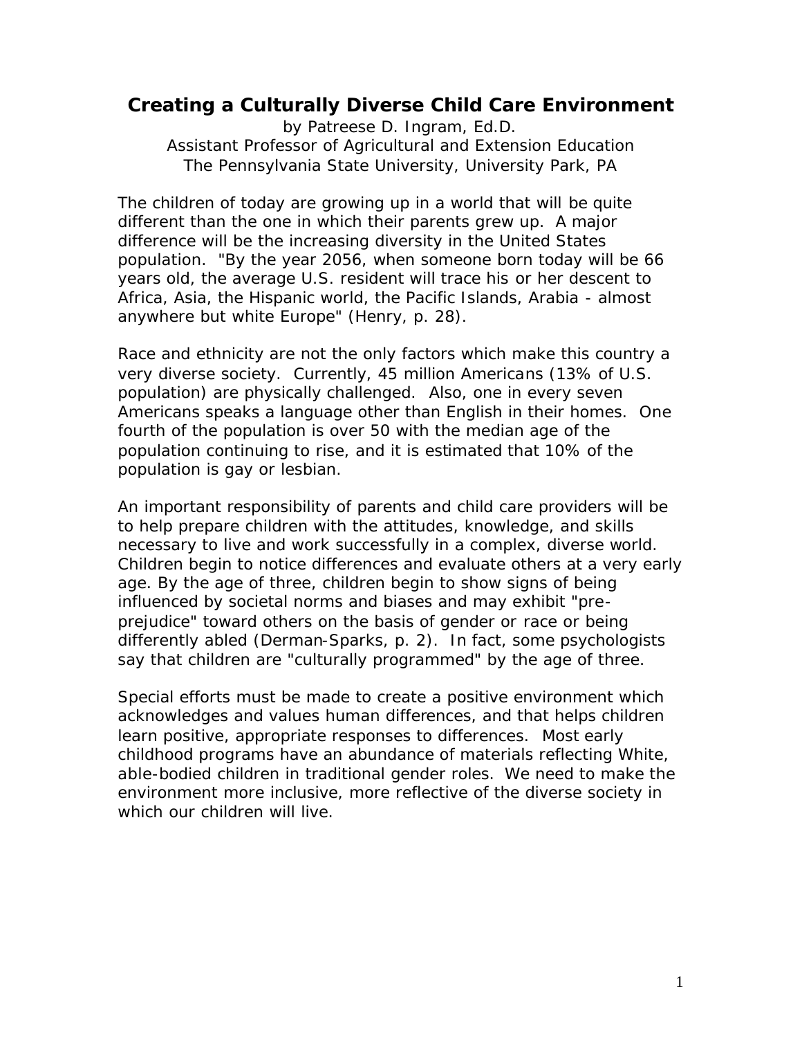# Creating a Culturally Diverse Child Care Environment

by Patreese D. Ingram, Ed.D.
Assistant Professor of Agricultural and Extension Education
The Pennsylvania State University, University Park, PA

The children of today are growing up in a world that will be quite different than the one in which their parents grew up. A major difference will be the increasing diversity in the United States population. "By the year 2056, when someone born today will be 66 years old, the average U.S. resident will trace his or her descent to Africa, Asia, the Hispanic world, the Pacific Islands, Arabia - almost anywhere but white Europe" (Henry, p. 28).

Race and ethnicity are not the only factors which make this country a very diverse society. Currently, 45 million Americans (13% of U.S. population) are physically challenged. Also, one in every seven Americans speaks a language other than English in their homes. One fourth of the population is over 50 with the median age of the population continuing to rise, and it is estimated that 10% of the population is gay or lesbian.

An important responsibility of parents and child care providers will be to help prepare children with the attitudes, knowledge, and skills necessary to live and work successfully in a complex, diverse world. Children begin to notice differences and evaluate others at a very early age. By the age of three, children begin to show signs of being influenced by societal norms and biases and may exhibit "pre-prejudice" toward others on the basis of gender or race or being differently abled (Derman-Sparks, p. 2). In fact, some psychologists say that children are "culturally programmed" by the age of three.

Special efforts must be made to create a positive environment which acknowledges and values human differences, and that helps children learn positive, appropriate responses to differences. Most early childhood programs have an abundance of materials reflecting White, able-bodied children in traditional gender roles. We need to make the environment more inclusive, more reflective of the diverse society in which our children will live.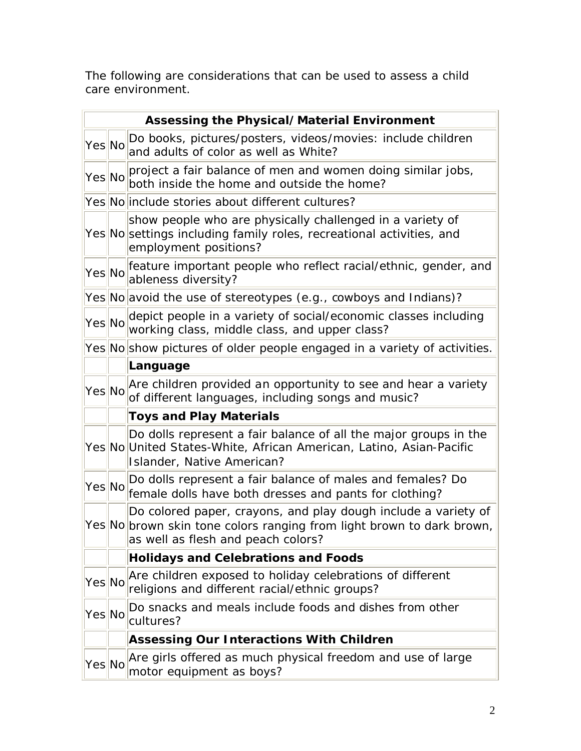The following are considerations that can be used to assess a child care environment.

| Assessing the Physical/Material Environment | | |
|---|---|---|
| Yes | No | Do books, pictures/posters, videos/movies: include children and adults of color as well as White? |
| Yes | No | project a fair balance of men and women doing similar jobs, both inside the home and outside the home? |
| Yes | No | include stories about different cultures? |
| Yes | No | show people who are physically challenged in a variety of settings including family roles, recreational activities, and employment positions? |
| Yes | No | feature important people who reflect racial/ethnic, gender, and ableness diversity? |
| Yes | No | avoid the use of stereotypes (e.g., cowboys and Indians)? |
| Yes | No | depict people in a variety of social/economic classes including working class, middle class, and upper class? |
| Yes | No | show pictures of older people engaged in a variety of activities. |
| | | **Language** |
| Yes | No | Are children provided an opportunity to see and hear a variety of different languages, including songs and music? |
| | | **Toys and Play Materials** |
| Yes | No | Do dolls represent a fair balance of all the major groups in the United States-White, African American, Latino, Asian-Pacific Islander, Native American? |
| Yes | No | Do dolls represent a fair balance of males and females? Do female dolls have both dresses and pants for clothing? |
| Yes | No | Do colored paper, crayons, and play dough include a variety of brown skin tone colors ranging from light brown to dark brown, as well as flesh and peach colors? |
| | | **Holidays and Celebrations and Foods** |
| Yes | No | Are children exposed to holiday celebrations of different religions and different racial/ethnic groups? |
| Yes | No | Do snacks and meals include foods and dishes from other cultures? |
| | | **Assessing Our Interactions With Children** |
| Yes | No | Are girls offered as much physical freedom and use of large motor equipment as boys? |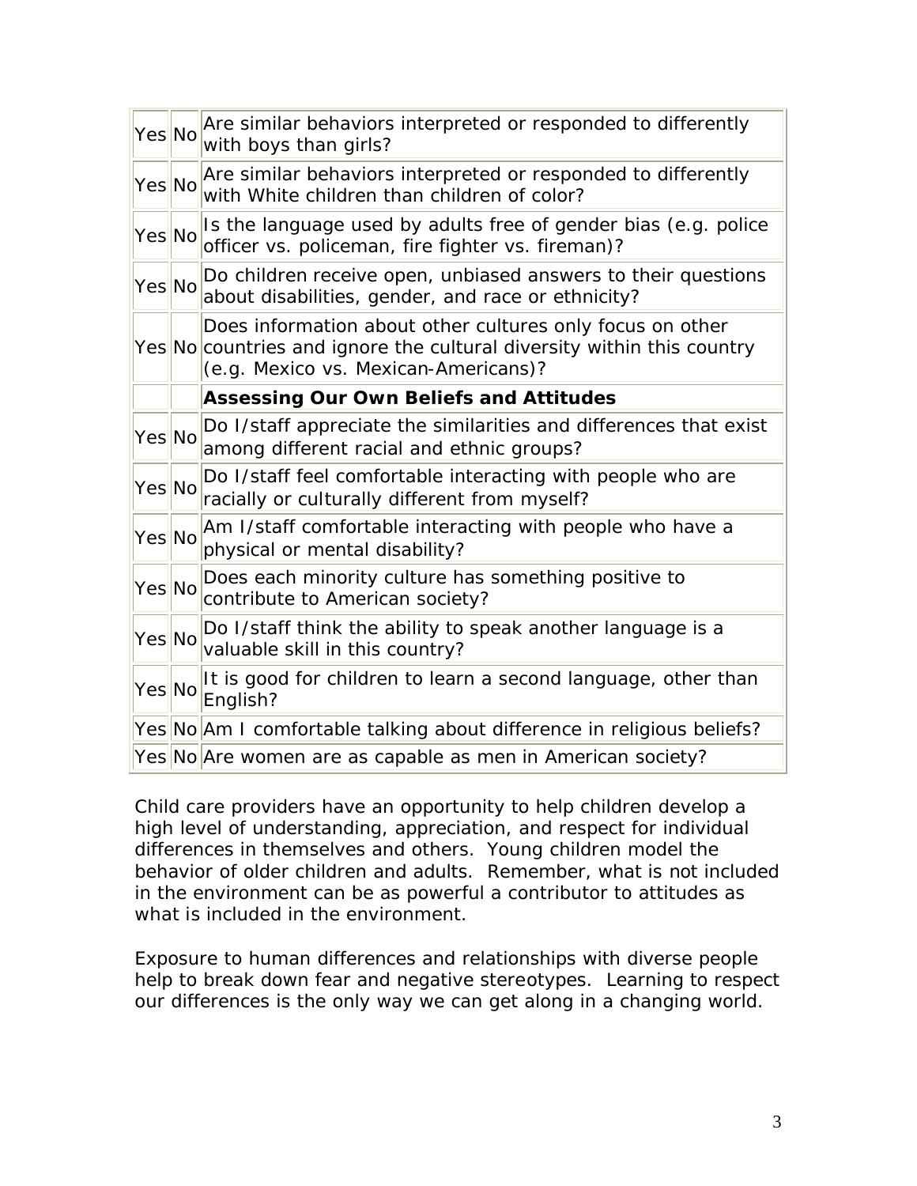| | | |
|---|---|---|
| Yes | No | Are similar behaviors interpreted or responded to differently with boys than girls? |
| Yes | No | Are similar behaviors interpreted or responded to differently with White children than children of color? |
| Yes | No | Is the language used by adults free of gender bias (e.g. police officer vs. policeman, fire fighter vs. fireman)? |
| Yes | No | Do children receive open, unbiased answers to their questions about disabilities, gender, and race or ethnicity? |
| Yes | No | Does information about other cultures only focus on other countries and ignore the cultural diversity within this country (e.g. Mexico vs. Mexican-Americans)? |
| | | **Assessing Our Own Beliefs and Attitudes** |
| Yes | No | Do I/staff appreciate the similarities and differences that exist among different racial and ethnic groups? |
| Yes | No | Do I/staff feel comfortable interacting with people who are racially or culturally different from myself? |
| Yes | No | Am I/staff comfortable interacting with people who have a physical or mental disability? |
| Yes | No | Does each minority culture has something positive to contribute to American society? |
| Yes | No | Do I/staff think the ability to speak another language is a valuable skill in this country? |
| Yes | No | It is good for children to learn a second language, other than English? |
| Yes | No | Am I comfortable talking about difference in religious beliefs? |
| Yes | No | Are women are as capable as men in American society? |

Child care providers have an opportunity to help children develop a high level of understanding, appreciation, and respect for individual differences in themselves and others. Young children model the behavior of older children and adults. Remember, what is not included in the environment can be as powerful a contributor to attitudes as what is included in the environment.

Exposure to human differences and relationships with diverse people help to break down fear and negative stereotypes. Learning to respect our differences is the only way we can get along in a changing world.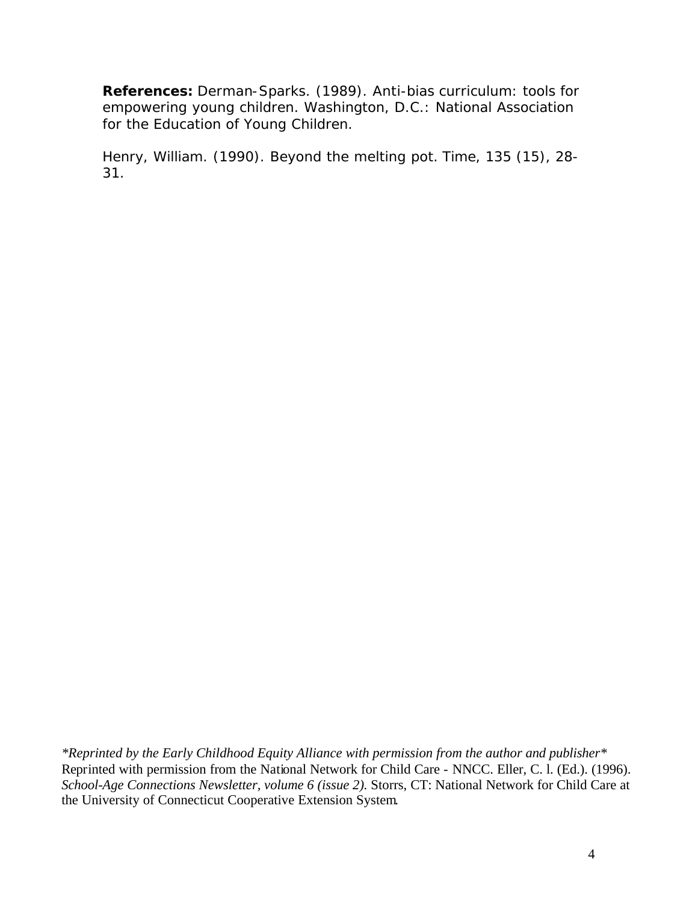**References:** Derman-Sparks. (1989). Anti-bias curriculum: tools for empowering young children. Washington, D.C.: National Association for the Education of Young Children.

Henry, William. (1990). Beyond the melting pot. Time, 135 (15), 28-31.

*\*Reprinted by the Early Childhood Equity Alliance with permission from the author and publisher\**
Reprinted with permission from the National Network for Child Care - NNCC. Eller, C. l. (Ed.). (1996). *School-Age Connections Newsletter, volume 6 (issue 2).* Storrs, CT: National Network for Child Care at the University of Connecticut Cooperative Extension System.